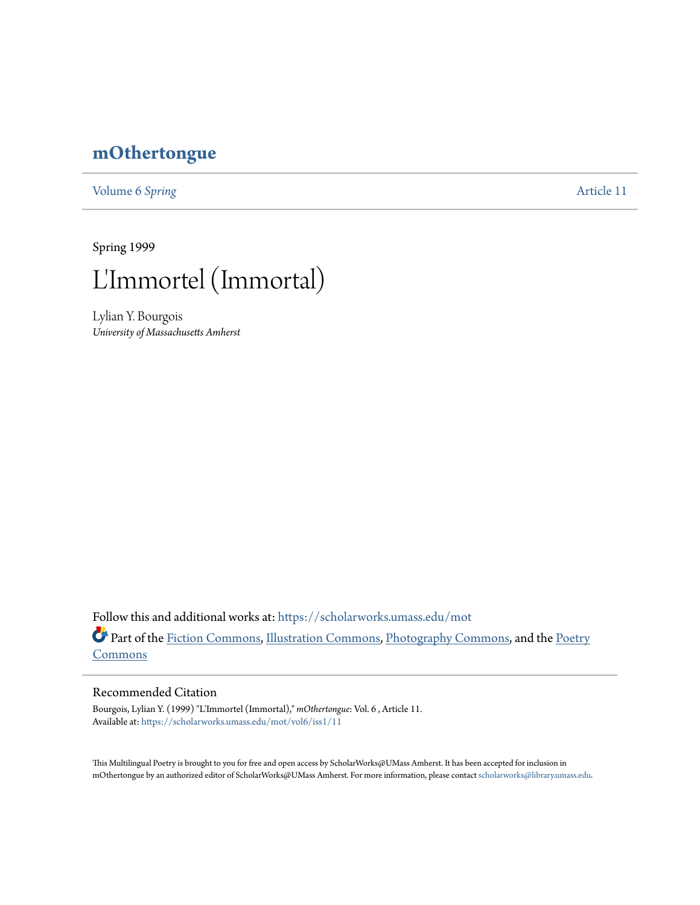# mOthertongue

Volume 6 *Spring* Article 11

Spring 1999

## L'Immortel (Immortal)

Lylian Y. Bourgois
*University of Massachusetts Amherst*

Follow this and additional works at: https://scholarworks.umass.edu/mot

Part of the Fiction Commons, Illustration Commons, Photography Commons, and the Poetry Commons

### Recommended Citation

Bourgois, Lylian Y. (1999) "L'Immortel (Immortal)," *mOthertongue*: Vol. 6 , Article 11.
Available at: https://scholarworks.umass.edu/mot/vol6/iss1/11

This Multilingual Poetry is brought to you for free and open access by ScholarWorks@UMass Amherst. It has been accepted for inclusion in mOthertongue by an authorized editor of ScholarWorks@UMass Amherst. For more information, please contact scholarworks@library.umass.edu.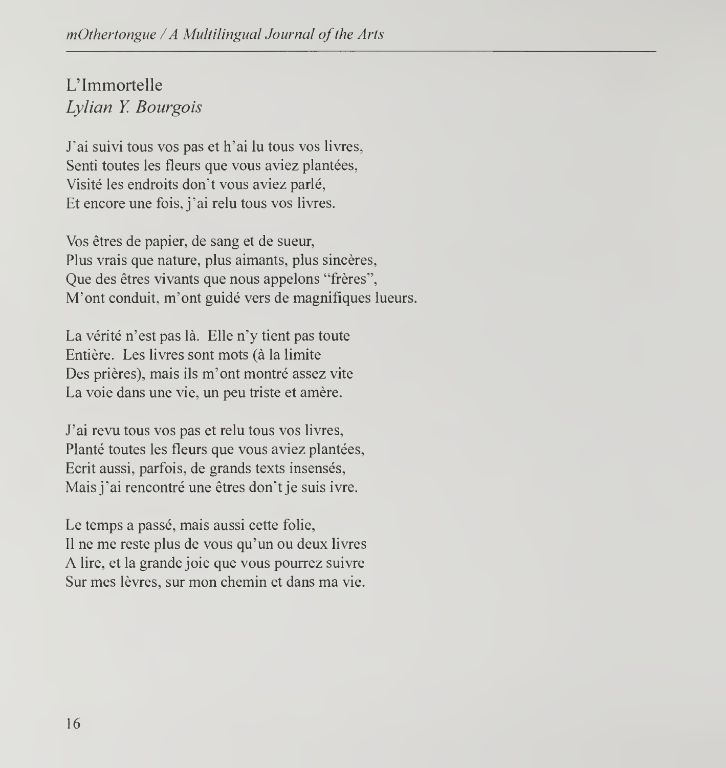## L'Immortelle

*Lylian Y. Bourgois*

J'ai suivi tous vos pas et h'ai lu tous vos livres,  
Senti toutes les fleurs que vous aviez plantées,  
Visité les endroits don't vous aviez parlé,  
Et encore une fois, j'ai relu tous vos livres.

Vos êtres de papier, de sang et de sueur,  
Plus vrais que nature, plus aimants, plus sincères,  
Que des êtres vivants que nous appelons "frères",  
M'ont conduit, m'ont guidé vers de magnifiques lueurs.

La vérité n'est pas là. Elle n'y tient pas toute  
Entière. Les livres sont mots (à la limite  
Des prières), mais ils m'ont montré assez vite  
La voie dans une vie, un peu triste et amère.

J'ai revu tous vos pas et relu tous vos livres,  
Planté toutes les fleurs que vous aviez plantées,  
Ecrit aussi, parfois, de grands texts insensés,  
Mais j'ai rencontré une êtres don't je suis ivre.

Le temps a passé, mais aussi cette folie,  
Il ne me reste plus de vous qu'un ou deux livres  
A lire, et la grande joie que vous pourrez suivre  
Sur mes lèvres, sur mon chemin et dans ma vie.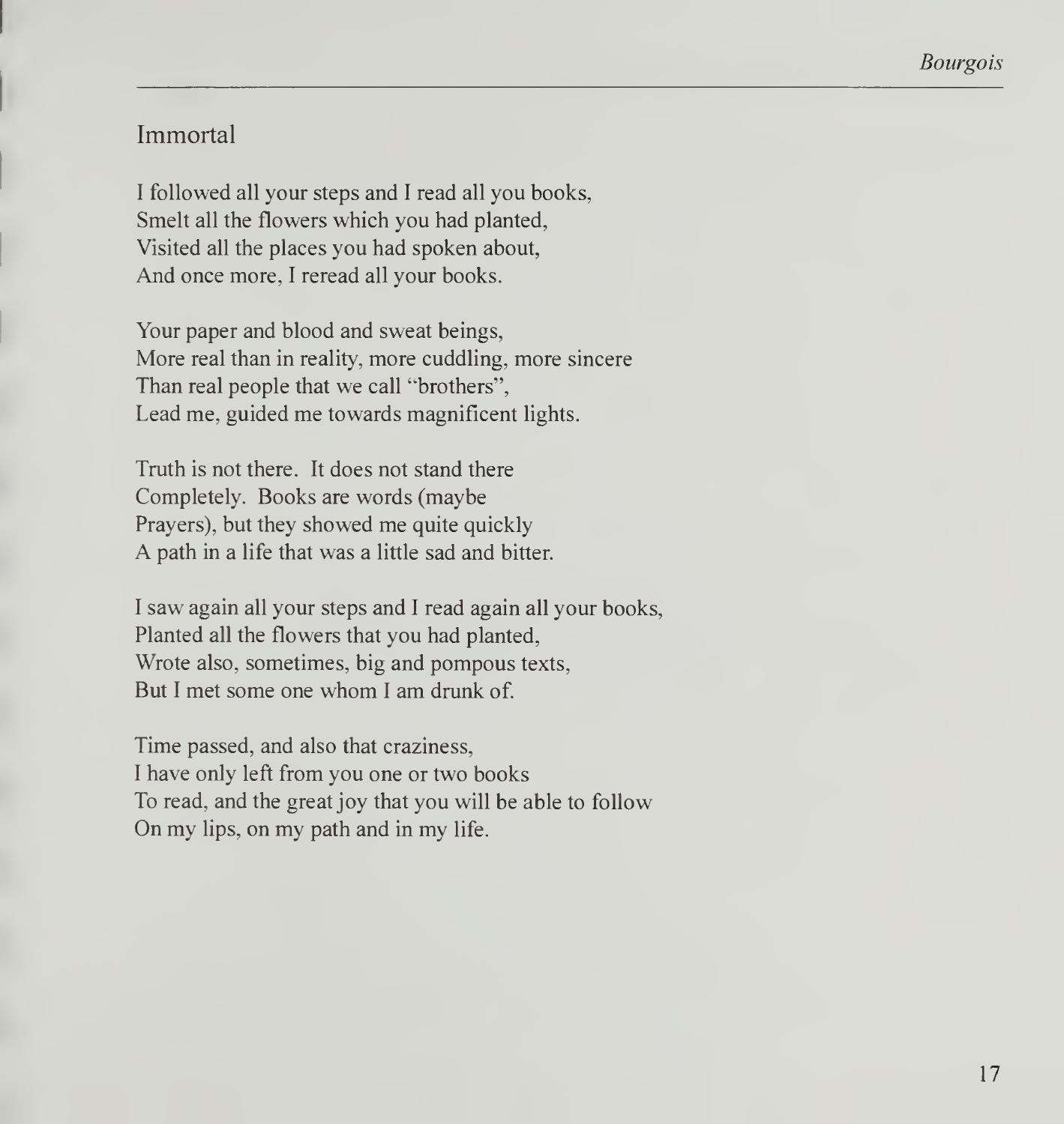## Immortal

I followed all your steps and I read all you books,
Smelt all the flowers which you had planted,
Visited all the places you had spoken about,
And once more, I reread all your books.

Your paper and blood and sweat beings,
More real than in reality, more cuddling, more sincere
Than real people that we call "brothers",
Lead me, guided me towards magnificent lights.

Truth is not there. It does not stand there
Completely. Books are words (maybe
Prayers), but they showed me quite quickly
A path in a life that was a little sad and bitter.

I saw again all your steps and I read again all your books,
Planted all the flowers that you had planted,
Wrote also, sometimes, big and pompous texts,
But I met some one whom I am drunk of.

Time passed, and also that craziness,
I have only left from you one or two books
To read, and the great joy that you will be able to follow
On my lips, on my path and in my life.